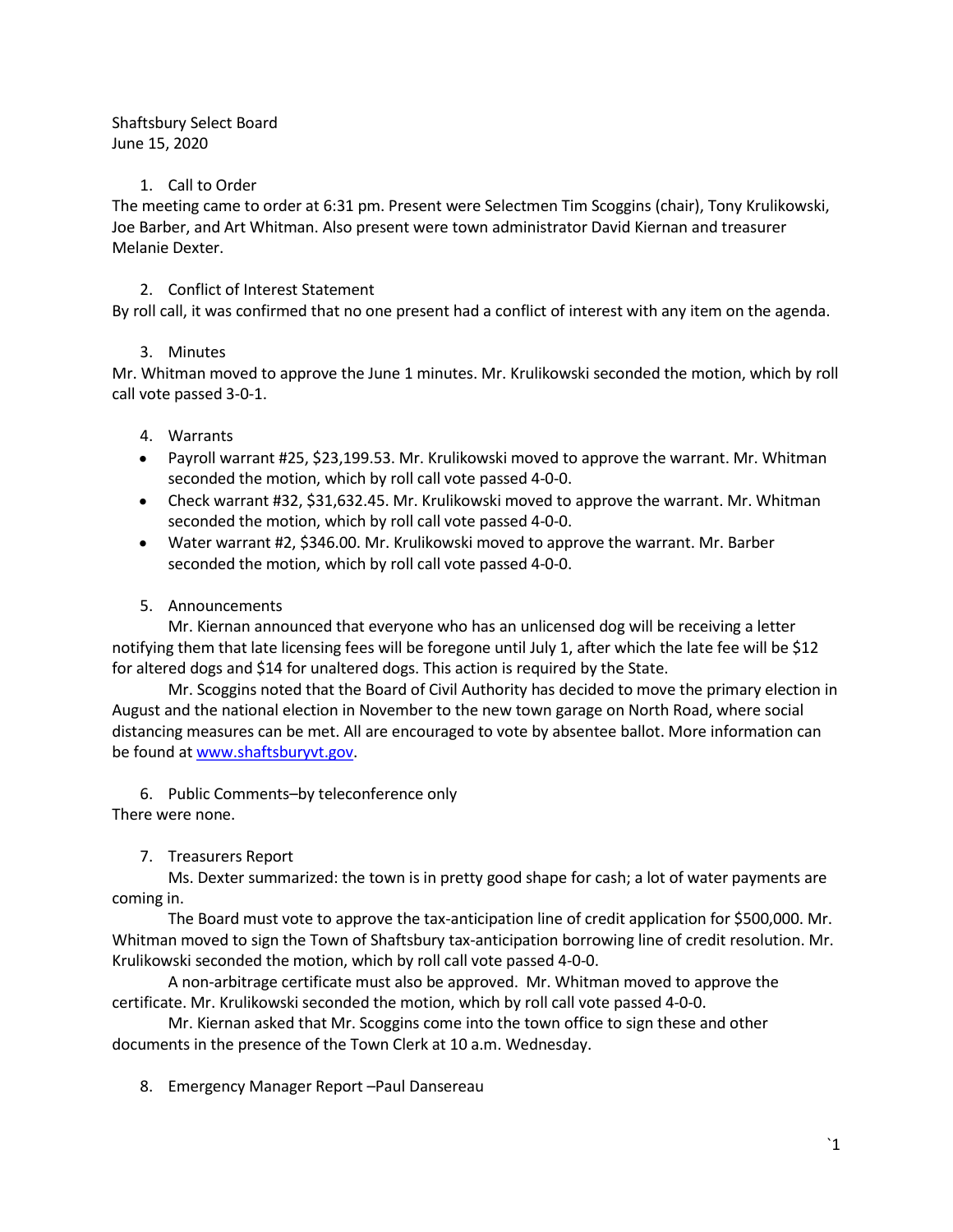Shaftsbury Select Board
June 15, 2020

1. Call to Order

The meeting came to order at 6:31 pm. Present were Selectmen Tim Scoggins (chair), Tony Krulikowski, Joe Barber, and Art Whitman. Also present were town administrator David Kiernan and treasurer Melanie Dexter.

2. Conflict of Interest Statement

By roll call, it was confirmed that no one present had a conflict of interest with any item on the agenda.

3. Minutes

Mr. Whitman moved to approve the June 1 minutes. Mr. Krulikowski seconded the motion, which by roll call vote passed 3-0-1.

4. Warrants

- Payroll warrant #25, $23,199.53. Mr. Krulikowski moved to approve the warrant. Mr. Whitman seconded the motion, which by roll call vote passed 4-0-0.
- Check warrant #32, $31,632.45. Mr. Krulikowski moved to approve the warrant. Mr. Whitman seconded the motion, which by roll call vote passed 4-0-0.
- Water warrant #2, $346.00. Mr. Krulikowski moved to approve the warrant. Mr. Barber seconded the motion, which by roll call vote passed 4-0-0.

5. Announcements

Mr. Kiernan announced that everyone who has an unlicensed dog will be receiving a letter notifying them that late licensing fees will be foregone until July 1, after which the late fee will be $12 for altered dogs and $14 for unaltered dogs. This action is required by the State.

Mr. Scoggins noted that the Board of Civil Authority has decided to move the primary election in August and the national election in November to the new town garage on North Road, where social distancing measures can be met. All are encouraged to vote by absentee ballot. More information can be found at [www.shaftsburyvt.gov](www.shaftsburyvt.gov).

6. Public Comments–by teleconference only

There were none.

7. Treasurers Report

Ms. Dexter summarized: the town is in pretty good shape for cash; a lot of water payments are coming in.

The Board must vote to approve the tax-anticipation line of credit application for $500,000. Mr. Whitman moved to sign the Town of Shaftsbury tax-anticipation borrowing line of credit resolution. Mr. Krulikowski seconded the motion, which by roll call vote passed 4-0-0.

A non-arbitrage certificate must also be approved. Mr. Whitman moved to approve the certificate. Mr. Krulikowski seconded the motion, which by roll call vote passed 4-0-0.

Mr. Kiernan asked that Mr. Scoggins come into the town office to sign these and other documents in the presence of the Town Clerk at 10 a.m. Wednesday.

8. Emergency Manager Report –Paul Dansereau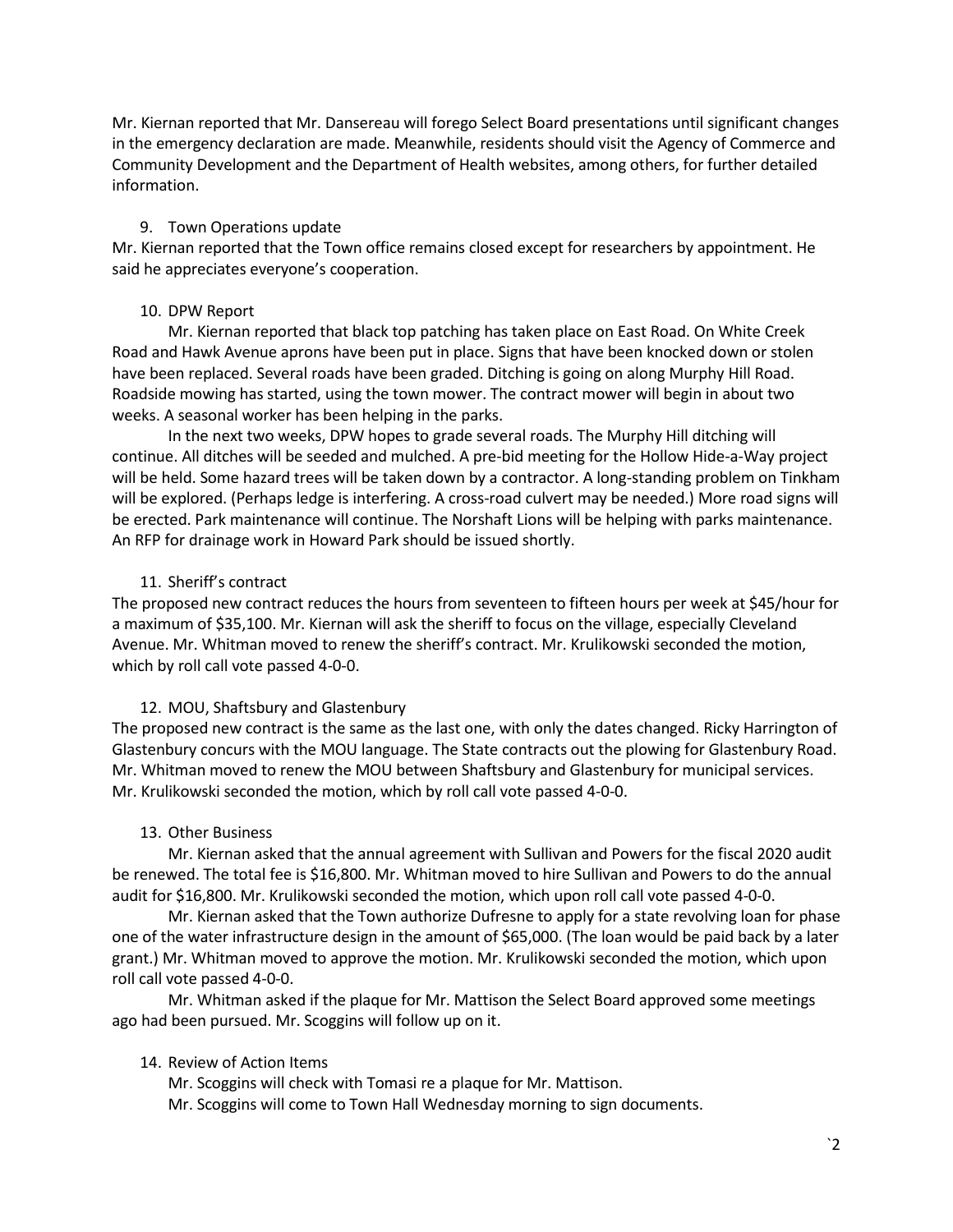Mr. Kiernan reported that Mr. Dansereau will forego Select Board presentations until significant changes in the emergency declaration are made. Meanwhile, residents should visit the Agency of Commerce and Community Development and the Department of Health websites, among others, for further detailed information.

9. Town Operations update

Mr. Kiernan reported that the Town office remains closed except for researchers by appointment. He said he appreciates everyone's cooperation.

10. DPW Report

Mr. Kiernan reported that black top patching has taken place on East Road. On White Creek Road and Hawk Avenue aprons have been put in place. Signs that have been knocked down or stolen have been replaced. Several roads have been graded. Ditching is going on along Murphy Hill Road. Roadside mowing has started, using the town mower. The contract mower will begin in about two weeks. A seasonal worker has been helping in the parks.

In the next two weeks, DPW hopes to grade several roads. The Murphy Hill ditching will continue. All ditches will be seeded and mulched. A pre-bid meeting for the Hollow Hide-a-Way project will be held. Some hazard trees will be taken down by a contractor. A long-standing problem on Tinkham will be explored. (Perhaps ledge is interfering. A cross-road culvert may be needed.) More road signs will be erected. Park maintenance will continue. The Norshaft Lions will be helping with parks maintenance. An RFP for drainage work in Howard Park should be issued shortly.

11. Sheriff's contract

The proposed new contract reduces the hours from seventeen to fifteen hours per week at $45/hour for a maximum of $35,100. Mr. Kiernan will ask the sheriff to focus on the village, especially Cleveland Avenue. Mr. Whitman moved to renew the sheriff's contract. Mr. Krulikowski seconded the motion, which by roll call vote passed 4-0-0.

12. MOU, Shaftsbury and Glastenbury

The proposed new contract is the same as the last one, with only the dates changed. Ricky Harrington of Glastenbury concurs with the MOU language. The State contracts out the plowing for Glastenbury Road. Mr. Whitman moved to renew the MOU between Shaftsbury and Glastenbury for municipal services. Mr. Krulikowski seconded the motion, which by roll call vote passed 4-0-0.

13. Other Business

Mr. Kiernan asked that the annual agreement with Sullivan and Powers for the fiscal 2020 audit be renewed. The total fee is $16,800. Mr. Whitman moved to hire Sullivan and Powers to do the annual audit for $16,800. Mr. Krulikowski seconded the motion, which upon roll call vote passed 4-0-0.

Mr. Kiernan asked that the Town authorize Dufresne to apply for a state revolving loan for phase one of the water infrastructure design in the amount of $65,000. (The loan would be paid back by a later grant.) Mr. Whitman moved to approve the motion. Mr. Krulikowski seconded the motion, which upon roll call vote passed 4-0-0.

Mr. Whitman asked if the plaque for Mr. Mattison the Select Board approved some meetings ago had been pursued. Mr. Scoggins will follow up on it.

14. Review of Action Items

Mr. Scoggins will check with Tomasi re a plaque for Mr. Mattison.

Mr. Scoggins will come to Town Hall Wednesday morning to sign documents.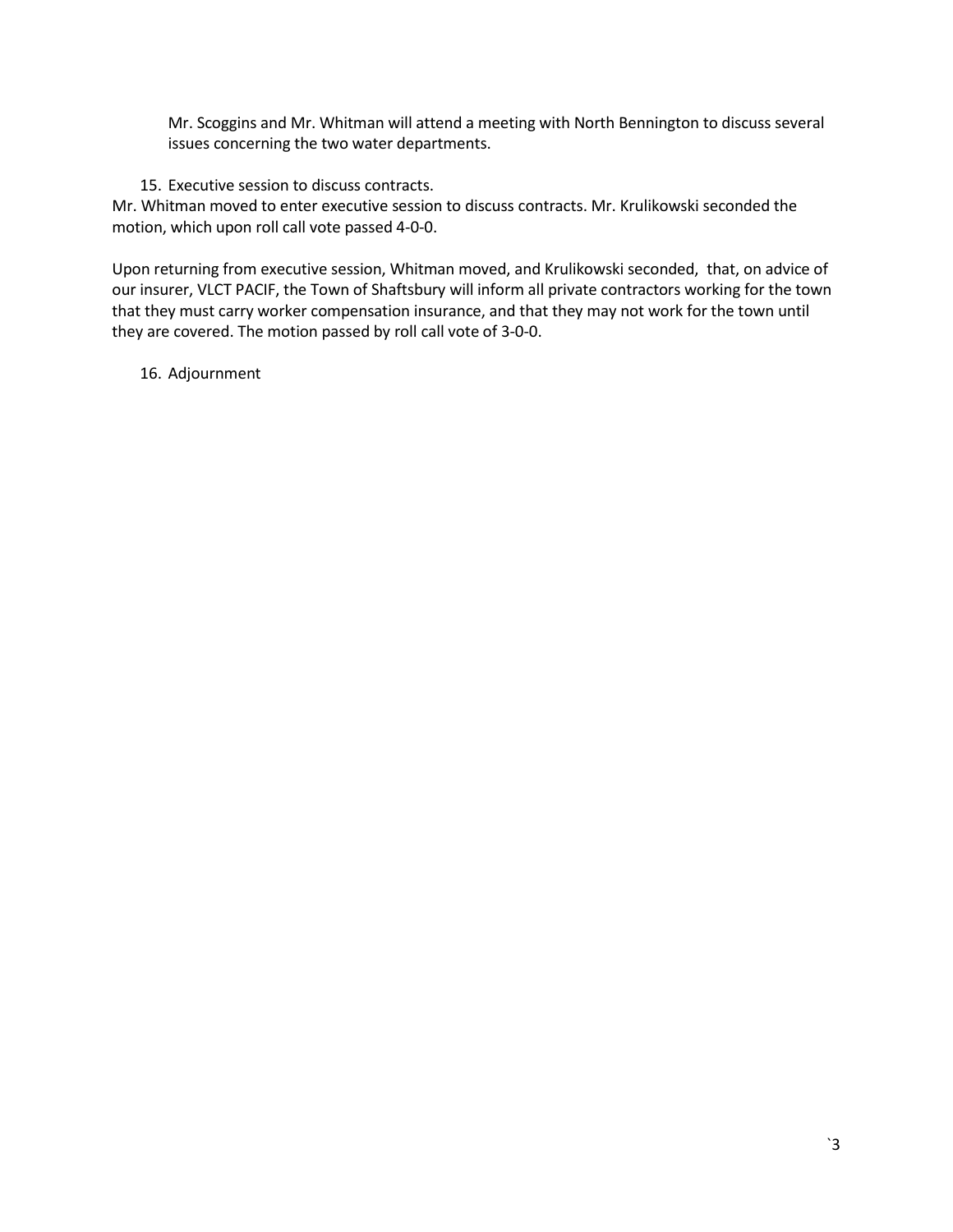Mr. Scoggins and Mr. Whitman will attend a meeting with North Bennington to discuss several issues concerning the two water departments.

15. Executive session to discuss contracts.

Mr. Whitman moved to enter executive session to discuss contracts. Mr. Krulikowski seconded the motion, which upon roll call vote passed 4-0-0.

Upon returning from executive session, Whitman moved, and Krulikowski seconded, that, on advice of our insurer, VLCT PACIF, the Town of Shaftsbury will inform all private contractors working for the town that they must carry worker compensation insurance, and that they may not work for the town until they are covered. The motion passed by roll call vote of 3-0-0.

16. Adjournment